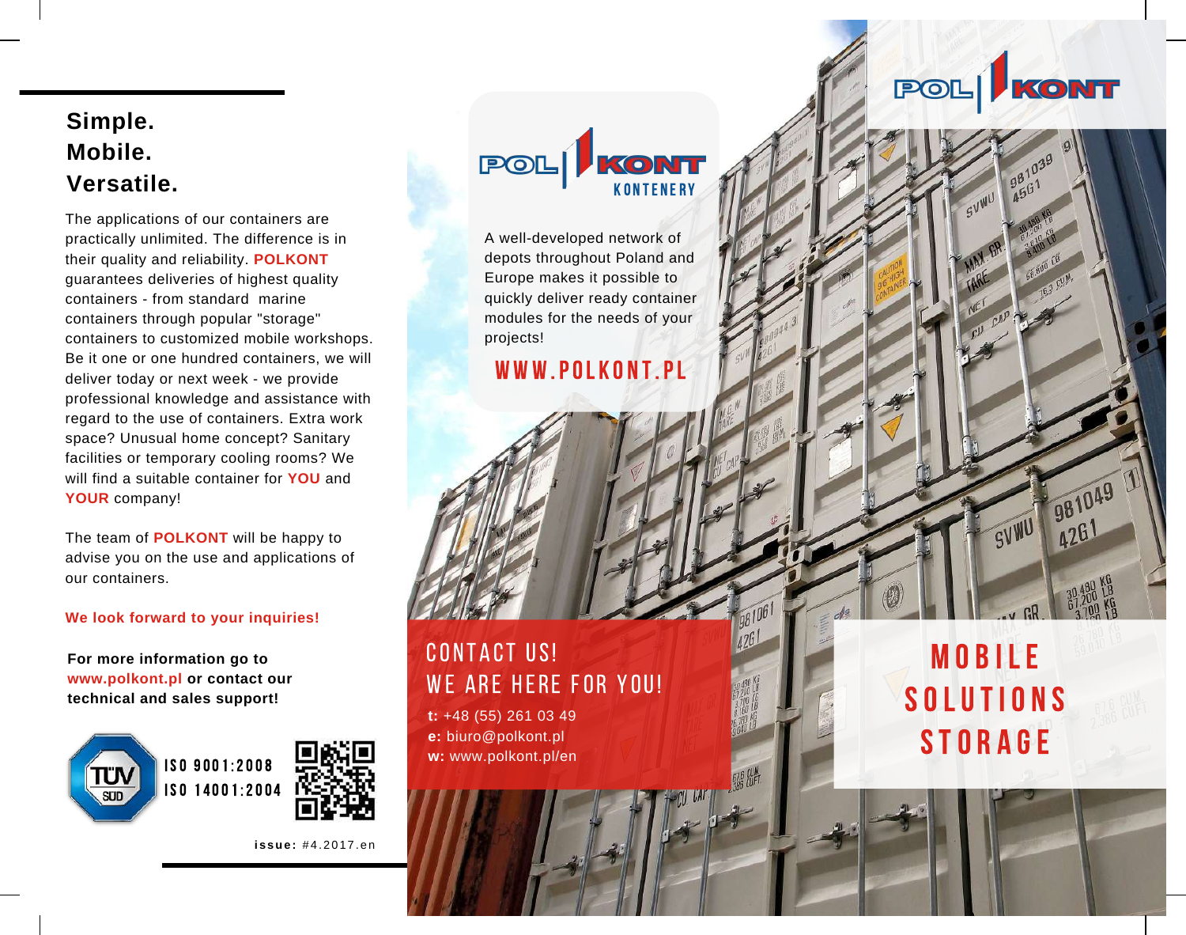# Simple.
# Mobile.
# Versatile.

The applications of our containers are practically unlimited. The difference is in their quality and reliability. **POLKONT** guarantees deliveries of highest quality containers - from standard marine containers through popular "storage" containers to customized mobile workshops. Be it one or one hundred containers, we will deliver today or next week - we provide professional knowledge and assistance with regard to the use of containers. Extra work space? Unusual home concept? Sanitary facilities or temporary cooling rooms? We will find a suitable container for **YOU** and **YOUR** company!

The team of **POLKONT** will be happy to advise you on the use and applications of our containers.

**We look forward to your inquiries!**

**For more information go to www.polkont.pl or contact our technical and sales support!**

ISO 9001:2008
ISO 14001:2004

**issue:** #4.2017.en

POLKONT KONTENERY

A well-developed network of depots throughout Poland and Europe makes it possible to quickly deliver ready container modules for the needs of your projects!

WWW.POLKONT.PL

## CONTACT US!
## WE ARE HERE FOR YOU!

**t:** +48 (55) 261 03 49
**e:** biuro@polkont.pl
**w:** www.polkont.pl/en

POLKONT

# MOBILE SOLUTIONS STORAGE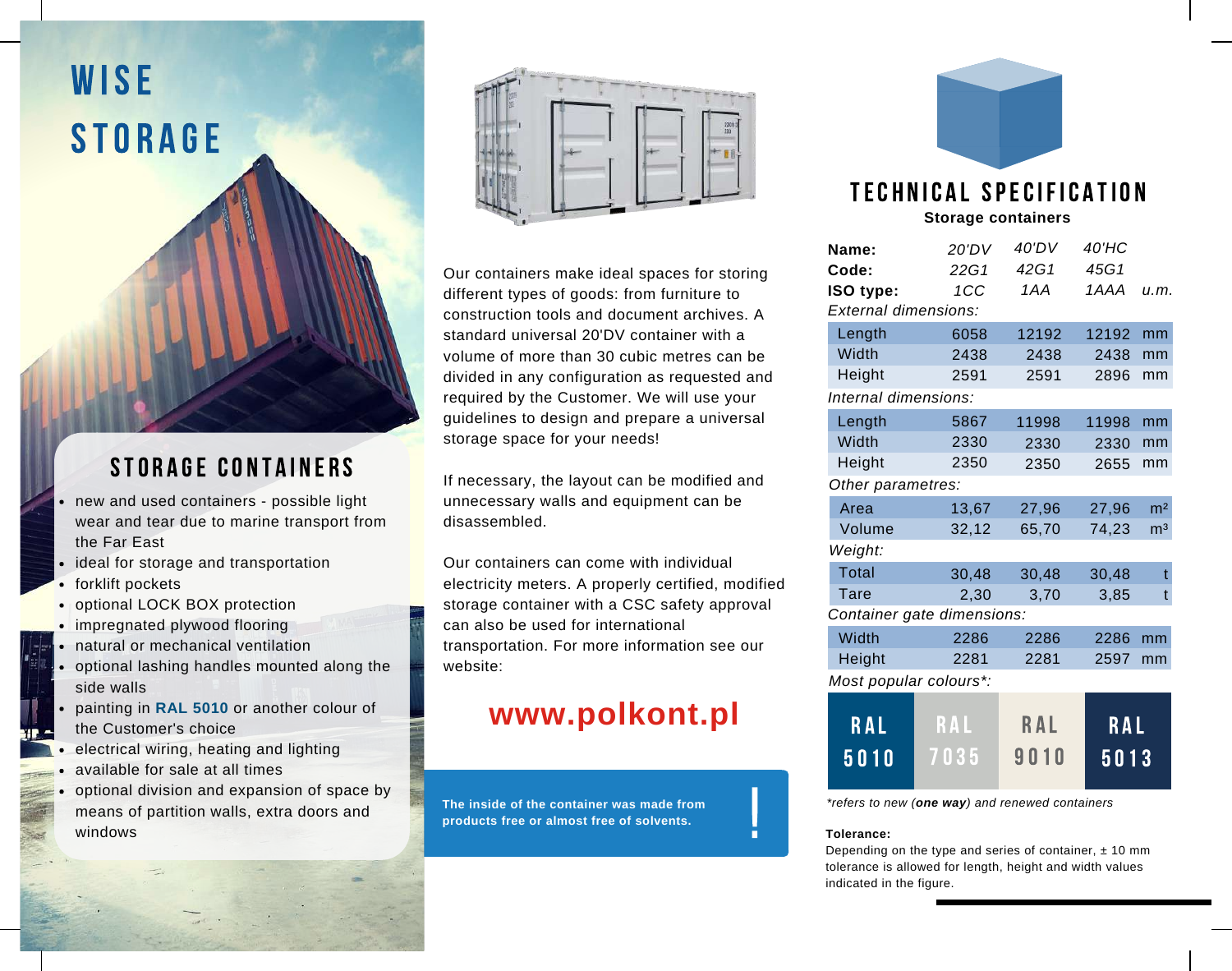# WISE STORAGE

## STORAGE CONTAINERS

- new and used containers - possible light wear and tear due to marine transport from the Far East
- ideal for storage and transportation
- forklift pockets
- optional LOCK BOX protection
- impregnated plywood flooring
- natural or mechanical ventilation
- optional lashing handles mounted along the side walls
- painting in **RAL 5010** or another colour of the Customer's choice
- electrical wiring, heating and lighting
- available for sale at all times
- optional division and expansion of space by means of partition walls, extra doors and windows

Our containers make ideal spaces for storing different types of goods: from furniture to construction tools and document archives. A standard universal 20'DV container with a volume of more than 30 cubic metres can be divided in any configuration as requested and required by the Customer. We will use your guidelines to design and prepare a universal storage space for your needs!

If necessary, the layout can be modified and unnecessary walls and equipment can be disassembled.

Our containers can come with individual electricity meters. A properly certified, modified storage container with a CSC safety approval can also be used for international transportation. For more information see our website:

**www.polkont.pl**

**The inside of the container was made from products free or almost free of solvents.**

## TECHNICAL SPECIFICATION

**Storage containers**

| | | | | |
|---|---|---|---|---|
| **Name:** | *20'DV* | *40'DV* | *40'HC* | |
| **Code:** | *22G1* | *42G1* | *45G1* | |
| **ISO type:** | *1CC* | *1AA* | *1AAA* | *u.m.* |
| *External dimensions:* | | | | |
| Length | 6058 | 12192 | 12192 | mm |
| Width | 2438 | 2438 | 2438 | mm |
| Height | 2591 | 2591 | 2896 | mm |
| *Internal dimensions:* | | | | |
| Length | 5867 | 11998 | 11998 | mm |
| Width | 2330 | 2330 | 2330 | mm |
| Height | 2350 | 2350 | 2655 | mm |
| *Other parametres:* | | | | |
| Area | 13,67 | 27,96 | 27,96 | m² |
| Volume | 32,12 | 65,70 | 74,23 | m³ |
| *Weight:* | | | | |
| Total | 30,48 | 30,48 | 30,48 | t |
| Tare | 2,30 | 3,70 | 3,85 | t |
| *Container gate dimensions:* | | | | |
| Width | 2286 | 2286 | 2286 | mm |
| Height | 2281 | 2281 | 2597 | mm |

*Most popular colours\*:*

RAL 5010 | RAL 7035 | RAL 9010 | RAL 5013

*\*refers to new (**one way**) and renewed containers*

**Tolerance:**
Depending on the type and series of container, ± 10 mm tolerance is allowed for length, height and width values indicated in the figure.